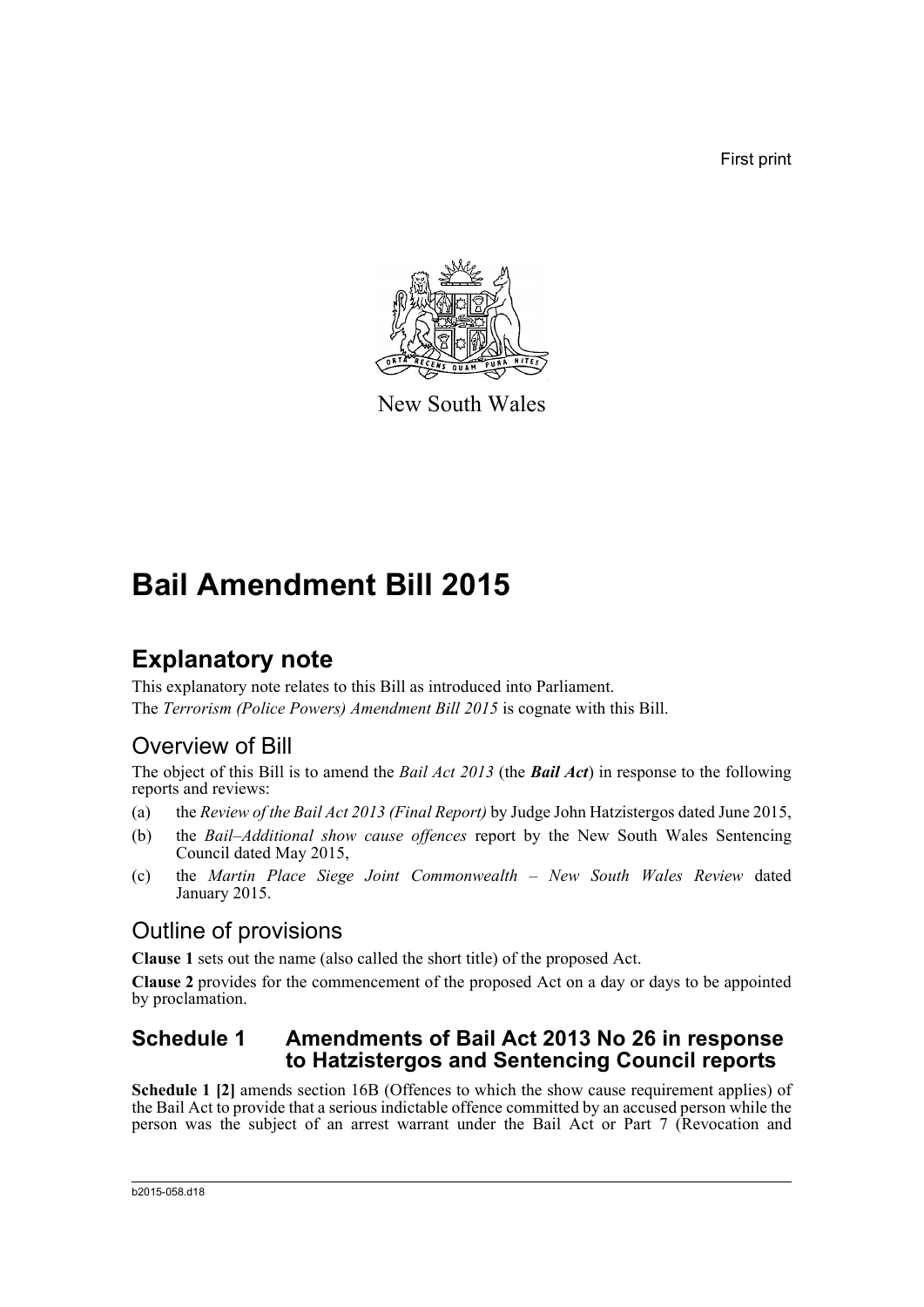First print

New South Wales

# Bail Amendment Bill 2015

## Explanatory note

This explanatory note relates to this Bill as introduced into Parliament.

The *Terrorism (Police Powers) Amendment Bill 2015* is cognate with this Bill.

### Overview of Bill

The object of this Bill is to amend the *Bail Act 2013* (the ***Bail Act***) in response to the following reports and reviews:

(a) the *Review of the Bail Act 2013 (Final Report)* by Judge John Hatzistergos dated June 2015,

(b) the *Bail–Additional show cause offences* report by the New South Wales Sentencing Council dated May 2015,

(c) the *Martin Place Siege Joint Commonwealth – New South Wales Review* dated January 2015.

### Outline of provisions

**Clause 1** sets out the name (also called the short title) of the proposed Act.

**Clause 2** provides for the commencement of the proposed Act on a day or days to be appointed by proclamation.

#### Schedule 1 Amendments of Bail Act 2013 No 26 in response to Hatzistergos and Sentencing Council reports

**Schedule 1 [2]** amends section 16B (Offences to which the show cause requirement applies) of the Bail Act to provide that a serious indictable offence committed by an accused person while the person was the subject of an arrest warrant under the Bail Act or Part 7 (Revocation and

b2015-058.d18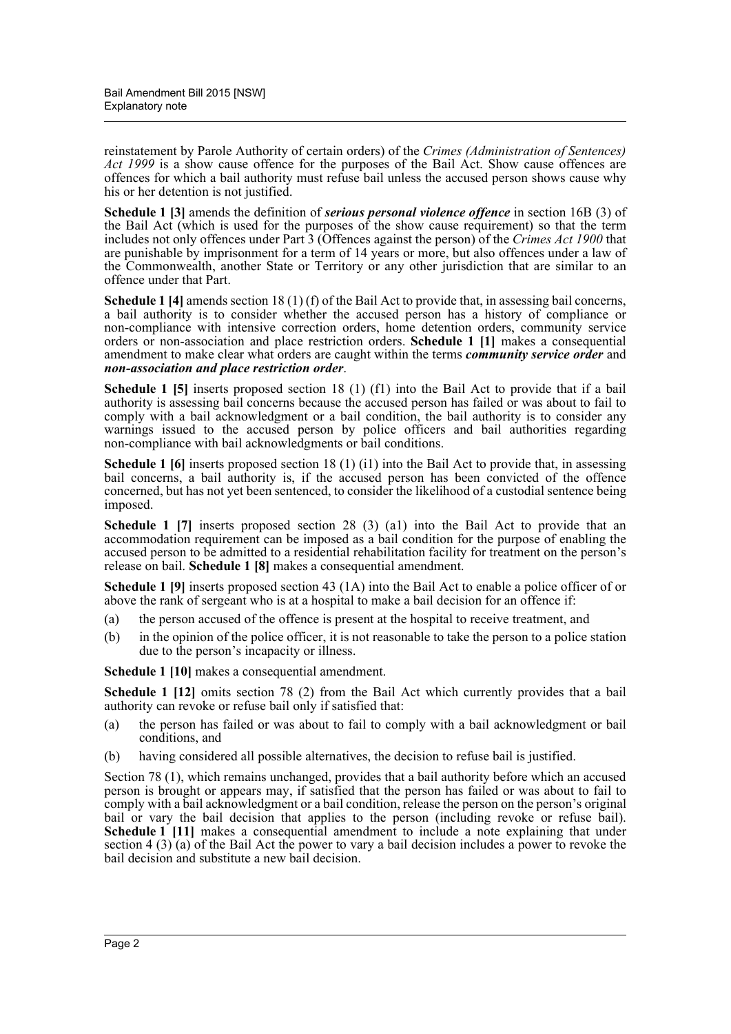reinstatement by Parole Authority of certain orders) of the *Crimes (Administration of Sentences) Act 1999* is a show cause offence for the purposes of the Bail Act. Show cause offences are offences for which a bail authority must refuse bail unless the accused person shows cause why his or her detention is not justified.

**Schedule 1 [3]** amends the definition of ***serious personal violence offence*** in section 16B (3) of the Bail Act (which is used for the purposes of the show cause requirement) so that the term includes not only offences under Part 3 (Offences against the person) of the *Crimes Act 1900* that are punishable by imprisonment for a term of 14 years or more, but also offences under a law of the Commonwealth, another State or Territory or any other jurisdiction that are similar to an offence under that Part.

**Schedule 1 [4]** amends section 18 (1) (f) of the Bail Act to provide that, in assessing bail concerns, a bail authority is to consider whether the accused person has a history of compliance or non-compliance with intensive correction orders, home detention orders, community service orders or non-association and place restriction orders. **Schedule 1 [1]** makes a consequential amendment to make clear what orders are caught within the terms ***community service order*** and ***non-association and place restriction order***.

**Schedule 1 [5]** inserts proposed section 18 (1) (f1) into the Bail Act to provide that if a bail authority is assessing bail concerns because the accused person has failed or was about to fail to comply with a bail acknowledgment or a bail condition, the bail authority is to consider any warnings issued to the accused person by police officers and bail authorities regarding non-compliance with bail acknowledgments or bail conditions.

**Schedule 1 [6]** inserts proposed section 18 (1) (i1) into the Bail Act to provide that, in assessing bail concerns, a bail authority is, if the accused person has been convicted of the offence concerned, but has not yet been sentenced, to consider the likelihood of a custodial sentence being imposed.

**Schedule 1 [7]** inserts proposed section 28 (3) (a1) into the Bail Act to provide that an accommodation requirement can be imposed as a bail condition for the purpose of enabling the accused person to be admitted to a residential rehabilitation facility for treatment on the person's release on bail. **Schedule 1 [8]** makes a consequential amendment.

**Schedule 1 [9]** inserts proposed section 43 (1A) into the Bail Act to enable a police officer of or above the rank of sergeant who is at a hospital to make a bail decision for an offence if:

(a) the person accused of the offence is present at the hospital to receive treatment, and

(b) in the opinion of the police officer, it is not reasonable to take the person to a police station due to the person's incapacity or illness.

**Schedule 1 [10]** makes a consequential amendment.

**Schedule 1 [12]** omits section 78 (2) from the Bail Act which currently provides that a bail authority can revoke or refuse bail only if satisfied that:

(a) the person has failed or was about to fail to comply with a bail acknowledgment or bail conditions, and

(b) having considered all possible alternatives, the decision to refuse bail is justified.

Section 78 (1), which remains unchanged, provides that a bail authority before which an accused person is brought or appears may, if satisfied that the person has failed or was about to fail to comply with a bail acknowledgment or a bail condition, release the person on the person's original bail or vary the bail decision that applies to the person (including revoke or refuse bail). **Schedule 1 [11]** makes a consequential amendment to include a note explaining that under section 4 (3) (a) of the Bail Act the power to vary a bail decision includes a power to revoke the bail decision and substitute a new bail decision.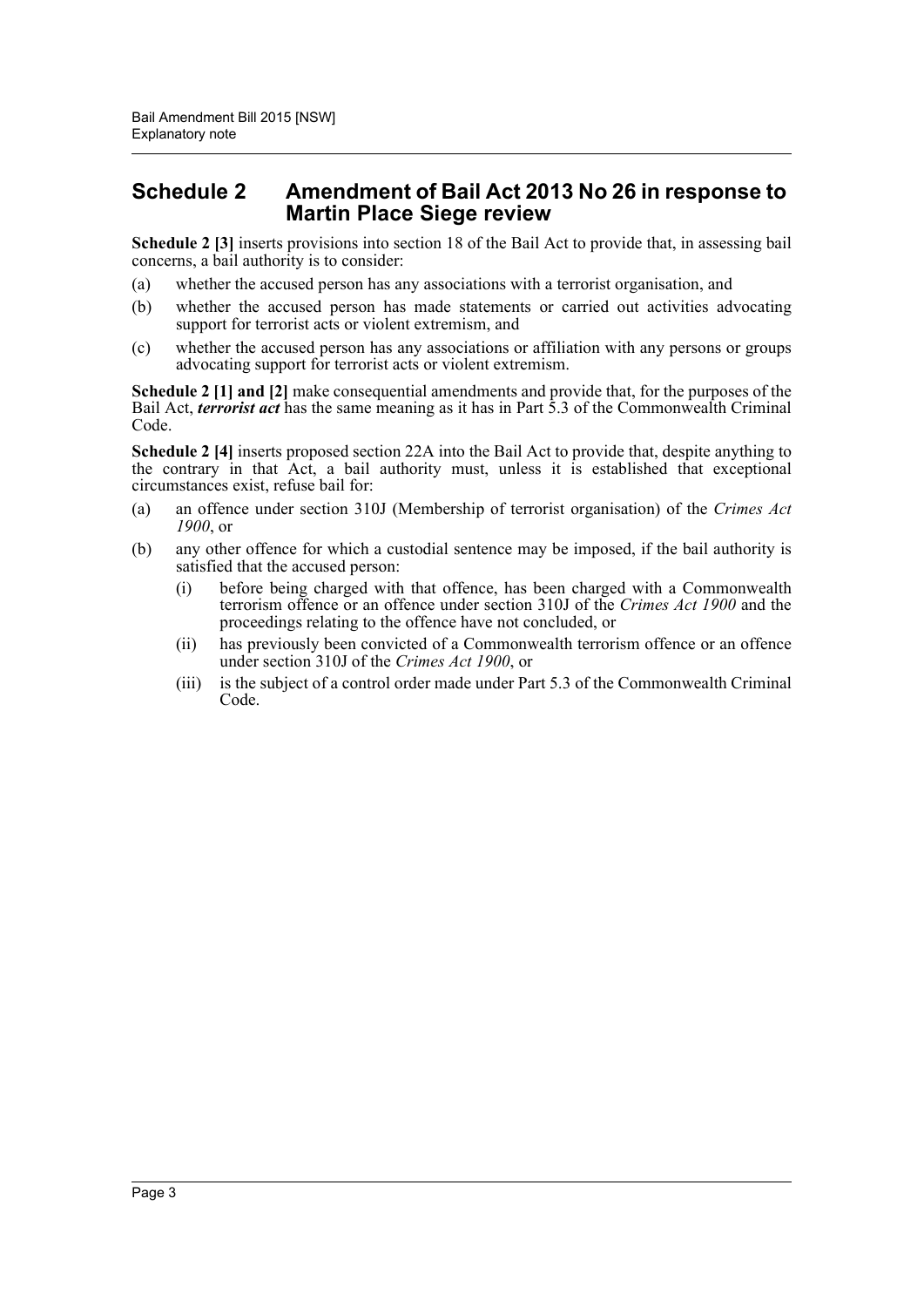## Schedule 2 Amendment of Bail Act 2013 No 26 in response to Martin Place Siege review

**Schedule 2 [3]** inserts provisions into section 18 of the Bail Act to provide that, in assessing bail concerns, a bail authority is to consider:

(a) whether the accused person has any associations with a terrorist organisation, and

(b) whether the accused person has made statements or carried out activities advocating support for terrorist acts or violent extremism, and

(c) whether the accused person has any associations or affiliation with any persons or groups advocating support for terrorist acts or violent extremism.

**Schedule 2 [1] and [2]** make consequential amendments and provide that, for the purposes of the Bail Act, ***terrorist act*** has the same meaning as it has in Part 5.3 of the Commonwealth Criminal Code.

**Schedule 2 [4]** inserts proposed section 22A into the Bail Act to provide that, despite anything to the contrary in that Act, a bail authority must, unless it is established that exceptional circumstances exist, refuse bail for:

(a) an offence under section 310J (Membership of terrorist organisation) of the *Crimes Act 1900*, or

(b) any other offence for which a custodial sentence may be imposed, if the bail authority is satisfied that the accused person:

  (i) before being charged with that offence, has been charged with a Commonwealth terrorism offence or an offence under section 310J of the *Crimes Act 1900* and the proceedings relating to the offence have not concluded, or

  (ii) has previously been convicted of a Commonwealth terrorism offence or an offence under section 310J of the *Crimes Act 1900*, or

  (iii) is the subject of a control order made under Part 5.3 of the Commonwealth Criminal Code.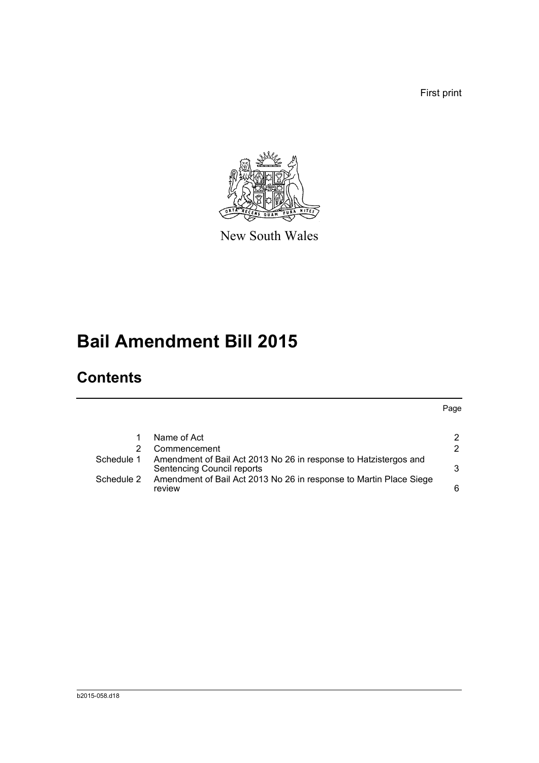First print

New South Wales

# Bail Amendment Bill 2015

## Contents

| | | Page |
|---|---|---|
| 1 | Name of Act | 2 |
| 2 | Commencement | 2 |
| Schedule 1 | Amendment of Bail Act 2013 No 26 in response to Hatzistergos and Sentencing Council reports | 3 |
| Schedule 2 | Amendment of Bail Act 2013 No 26 in response to Martin Place Siege review | 6 |

b2015-058.d18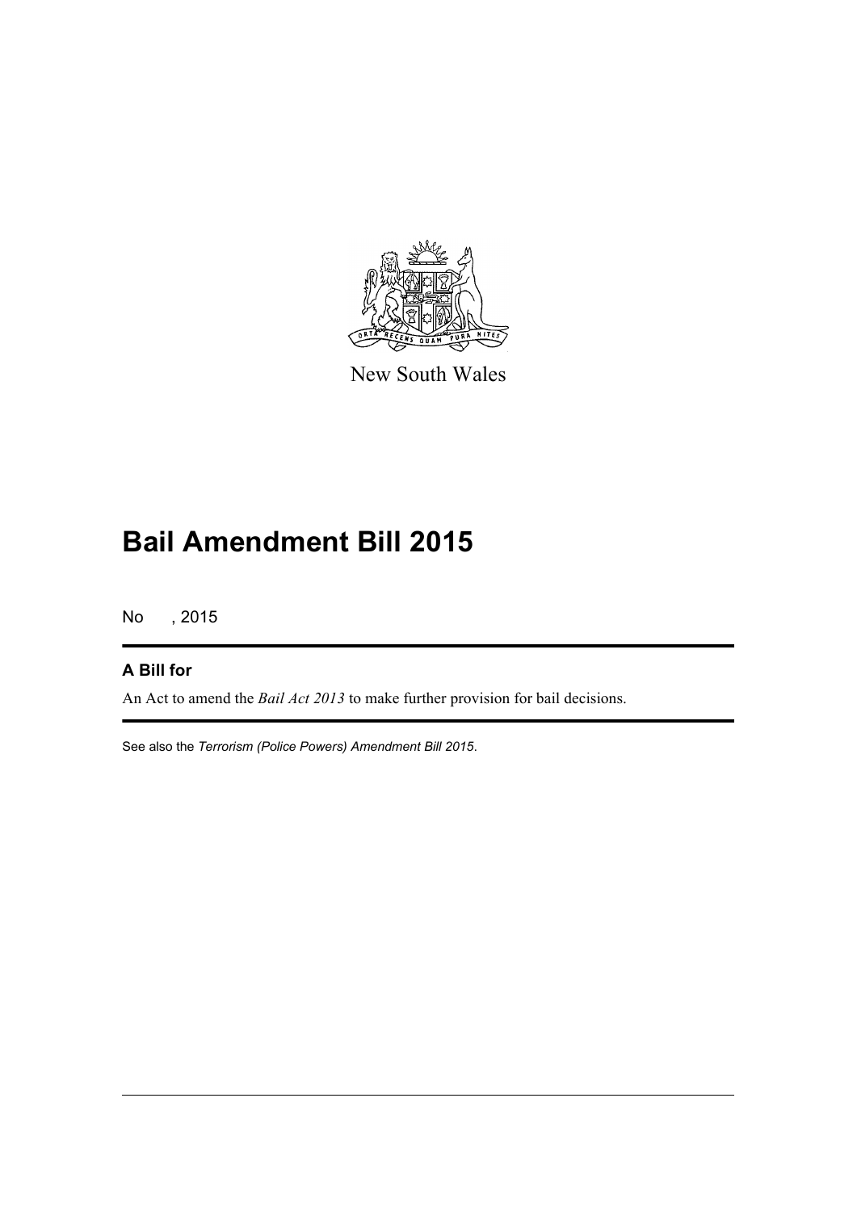New South Wales

# Bail Amendment Bill 2015

No , 2015

## A Bill for

An Act to amend the *Bail Act 2013* to make further provision for bail decisions.

See also the *Terrorism (Police Powers) Amendment Bill 2015*.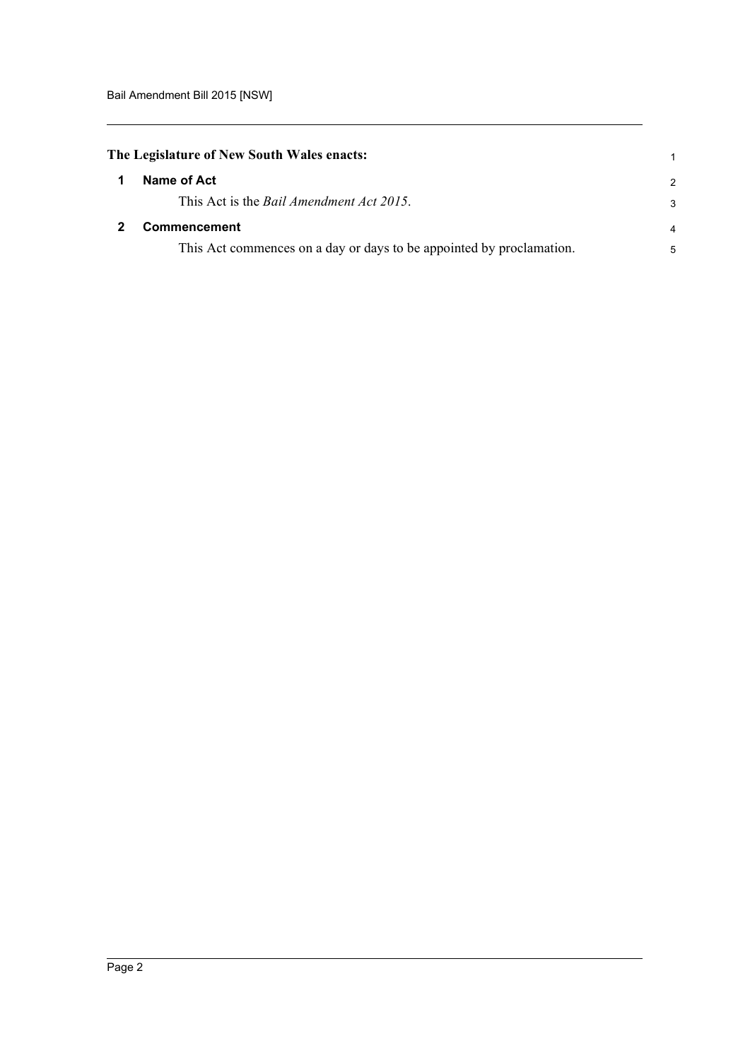**The Legislature of New South Wales enacts:**

## 1 Name of Act

This Act is the *Bail Amendment Act 2015*.

## 2 Commencement

This Act commences on a day or days to be appointed by proclamation.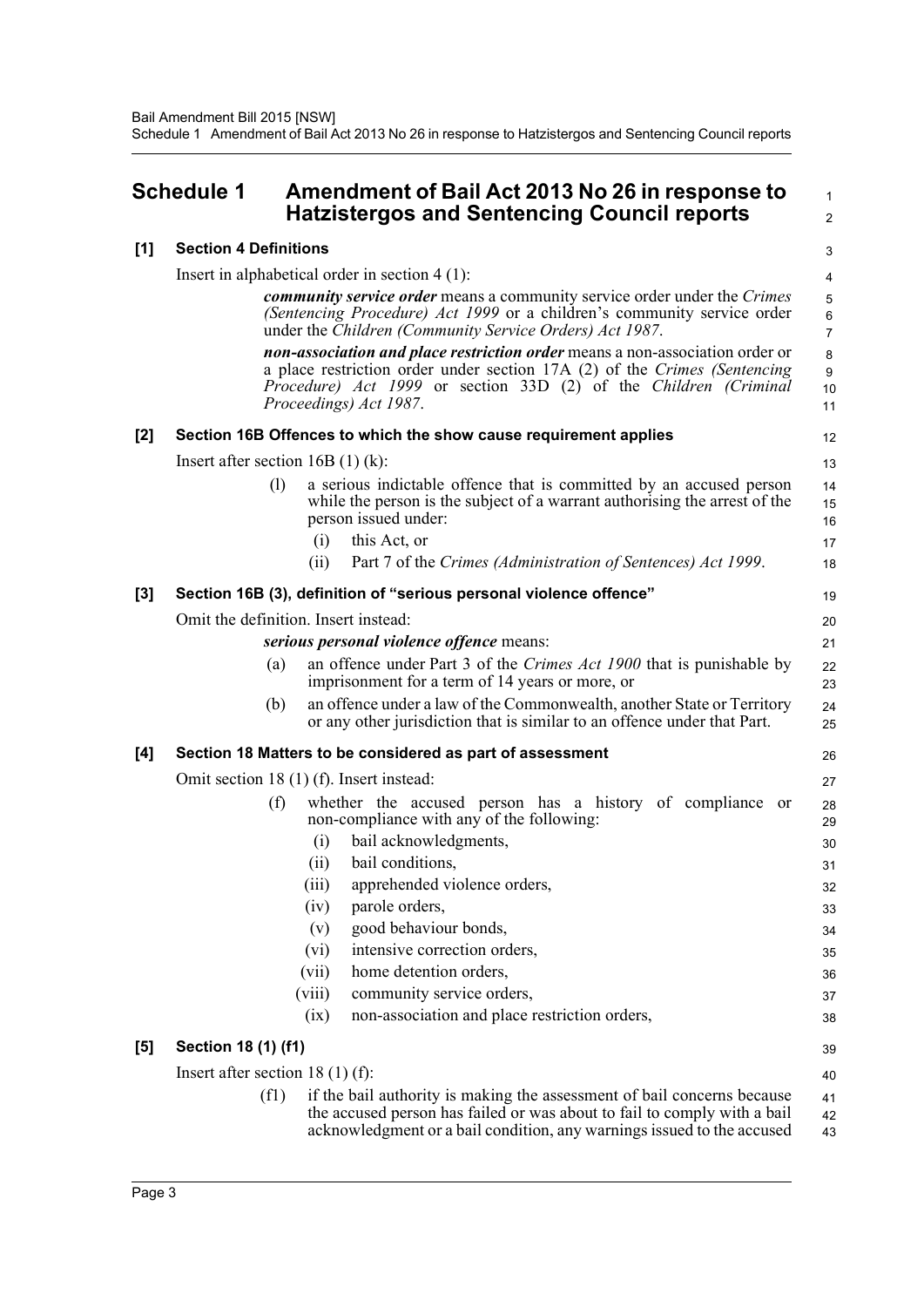## Schedule 1 Amendment of Bail Act 2013 No 26 in response to Hatzistergos and Sentencing Council reports

**[1] Section 4 Definitions**

Insert in alphabetical order in section 4 (1):

> ***community service order*** means a community service order under the *Crimes (Sentencing Procedure) Act 1999* or a children's community service order under the *Children (Community Service Orders) Act 1987*.
>
> ***non-association and place restriction order*** means a non-association order or a place restriction order under section 17A (2) of the *Crimes (Sentencing Procedure) Act 1999* or section 33D (2) of the *Children (Criminal Proceedings) Act 1987*.

**[2] Section 16B Offences to which the show cause requirement applies**

Insert after section 16B (1) (k):

> (l) a serious indictable offence that is committed by an accused person while the person is the subject of a warrant authorising the arrest of the person issued under:
>
> (i) this Act, or
>
> (ii) Part 7 of the *Crimes (Administration of Sentences) Act 1999*.

**[3] Section 16B (3), definition of "serious personal violence offence"**

Omit the definition. Insert instead:

> ***serious personal violence offence*** means:
>
> (a) an offence under Part 3 of the *Crimes Act 1900* that is punishable by imprisonment for a term of 14 years or more, or
>
> (b) an offence under a law of the Commonwealth, another State or Territory or any other jurisdiction that is similar to an offence under that Part.

**[4] Section 18 Matters to be considered as part of assessment**

Omit section 18 (1) (f). Insert instead:

> (f) whether the accused person has a history of compliance or non-compliance with any of the following:
>
> (i) bail acknowledgments,
>
> (ii) bail conditions,
>
> (iii) apprehended violence orders,
>
> (iv) parole orders,
>
> (v) good behaviour bonds,
>
> (vi) intensive correction orders,
>
> (vii) home detention orders,
>
> (viii) community service orders,
>
> (ix) non-association and place restriction orders,

**[5] Section 18 (1) (f1)**

Insert after section 18 (1) (f):

> (f1) if the bail authority is making the assessment of bail concerns because the accused person has failed or was about to fail to comply with a bail acknowledgment or a bail condition, any warnings issued to the accused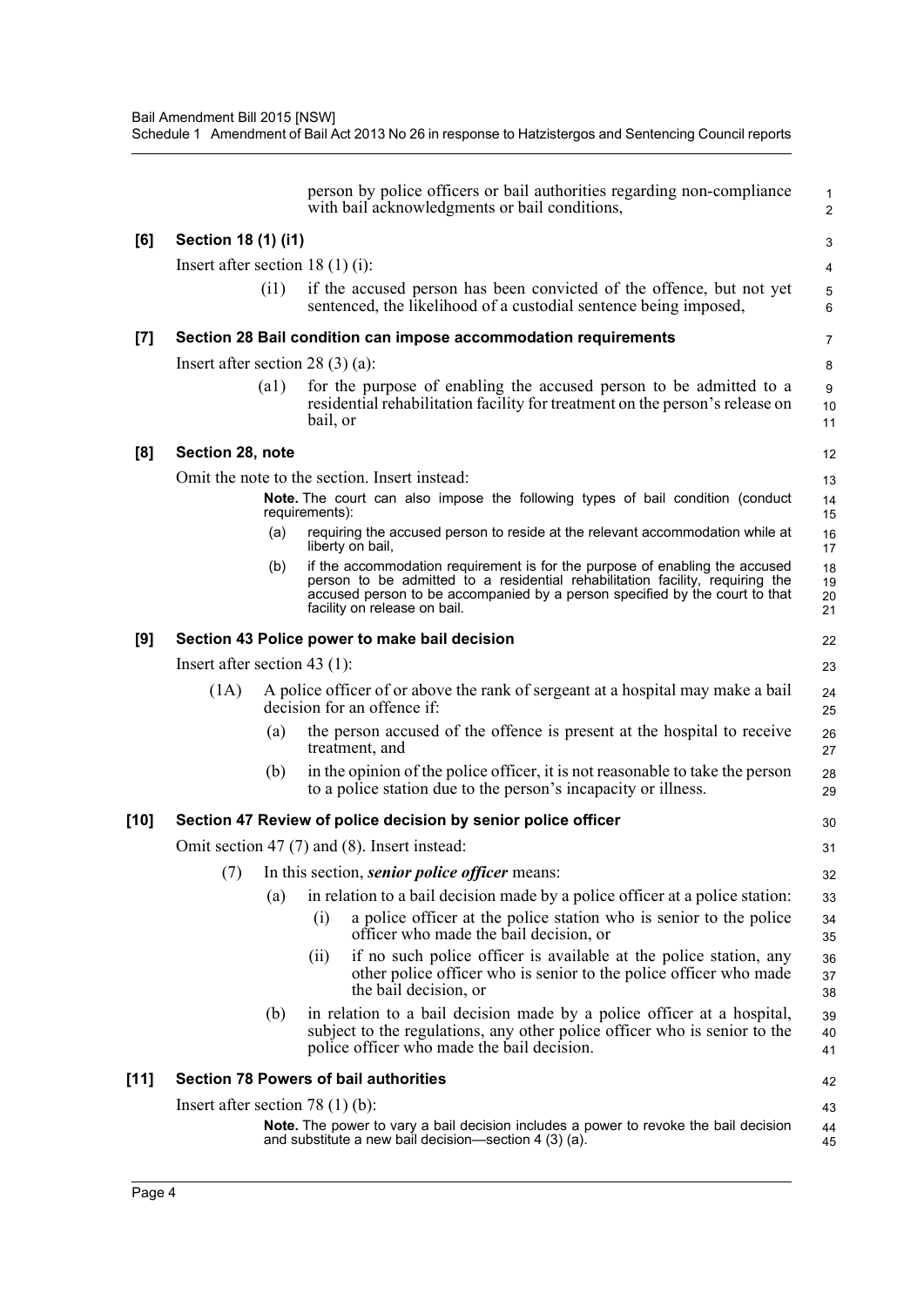person by police officers or bail authorities regarding non-compliance with bail acknowledgments or bail conditions,

**[6] Section 18 (1) (i1)**

Insert after section 18 (1) (i):

(i1) if the accused person has been convicted of the offence, but not yet sentenced, the likelihood of a custodial sentence being imposed,

**[7] Section 28 Bail condition can impose accommodation requirements**

Insert after section 28 (3) (a):

(a1) for the purpose of enabling the accused person to be admitted to a residential rehabilitation facility for treatment on the person's release on bail, or

**[8] Section 28, note**

Omit the note to the section. Insert instead:

**Note.** The court can also impose the following types of bail condition (conduct requirements):

(a) requiring the accused person to reside at the relevant accommodation while at liberty on bail,

(b) if the accommodation requirement is for the purpose of enabling the accused person to be admitted to a residential rehabilitation facility, requiring the accused person to be accompanied by a person specified by the court to that facility on release on bail.

**[9] Section 43 Police power to make bail decision**

Insert after section 43 (1):

(1A) A police officer of or above the rank of sergeant at a hospital may make a bail decision for an offence if:

(a) the person accused of the offence is present at the hospital to receive treatment, and

(b) in the opinion of the police officer, it is not reasonable to take the person to a police station due to the person's incapacity or illness.

**[10] Section 47 Review of police decision by senior police officer**

Omit section 47 (7) and (8). Insert instead:

(7) In this section, ***senior police officer*** means:

(a) in relation to a bail decision made by a police officer at a police station:

(i) a police officer at the police station who is senior to the police officer who made the bail decision, or

(ii) if no such police officer is available at the police station, any other police officer who is senior to the police officer who made the bail decision, or

(b) in relation to a bail decision made by a police officer at a hospital, subject to the regulations, any other police officer who is senior to the police officer who made the bail decision.

**[11] Section 78 Powers of bail authorities**

Insert after section 78 (1) (b):

**Note.** The power to vary a bail decision includes a power to revoke the bail decision and substitute a new bail decision—section 4 (3) (a).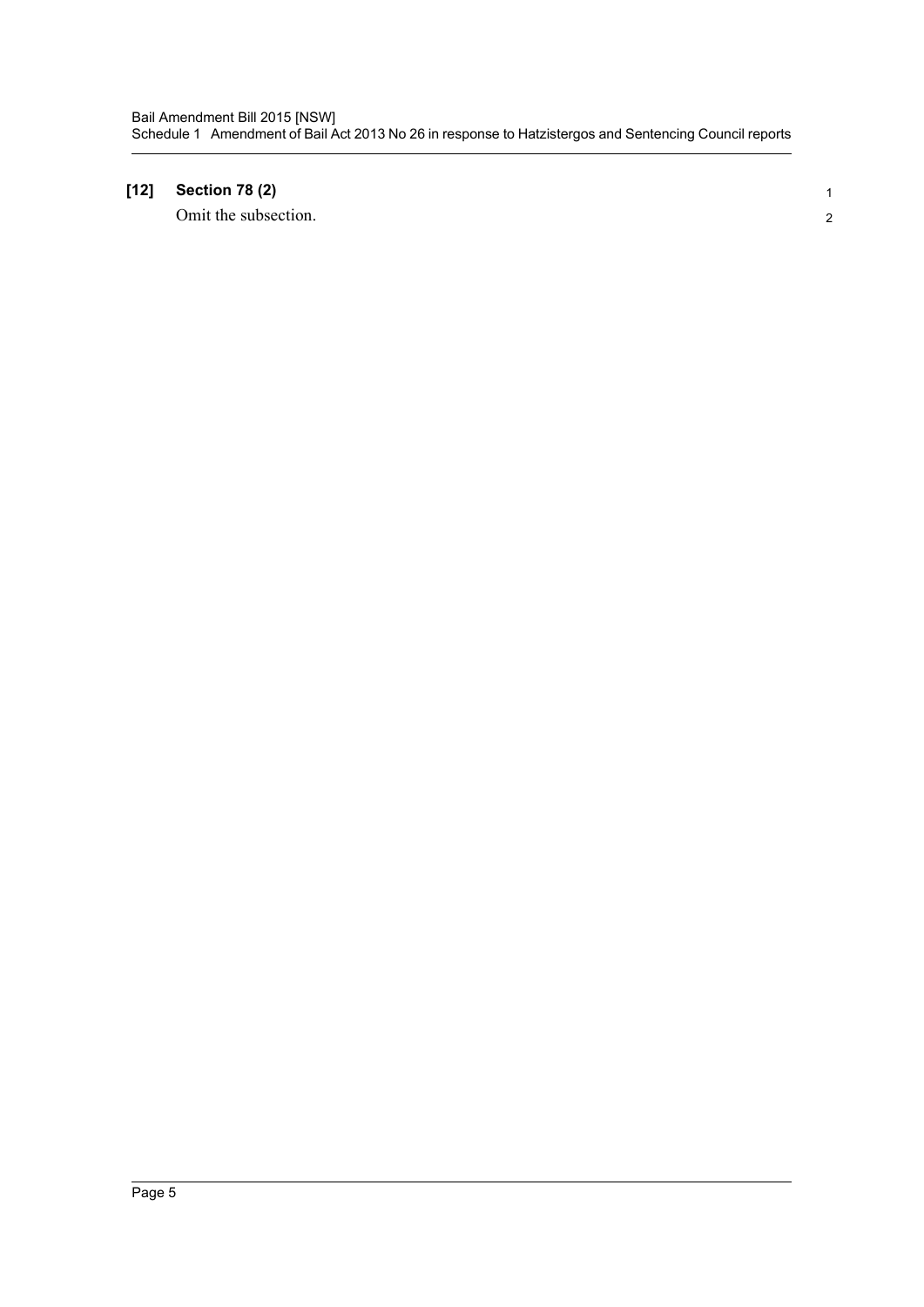**[12] Section 78 (2)**

Omit the subsection.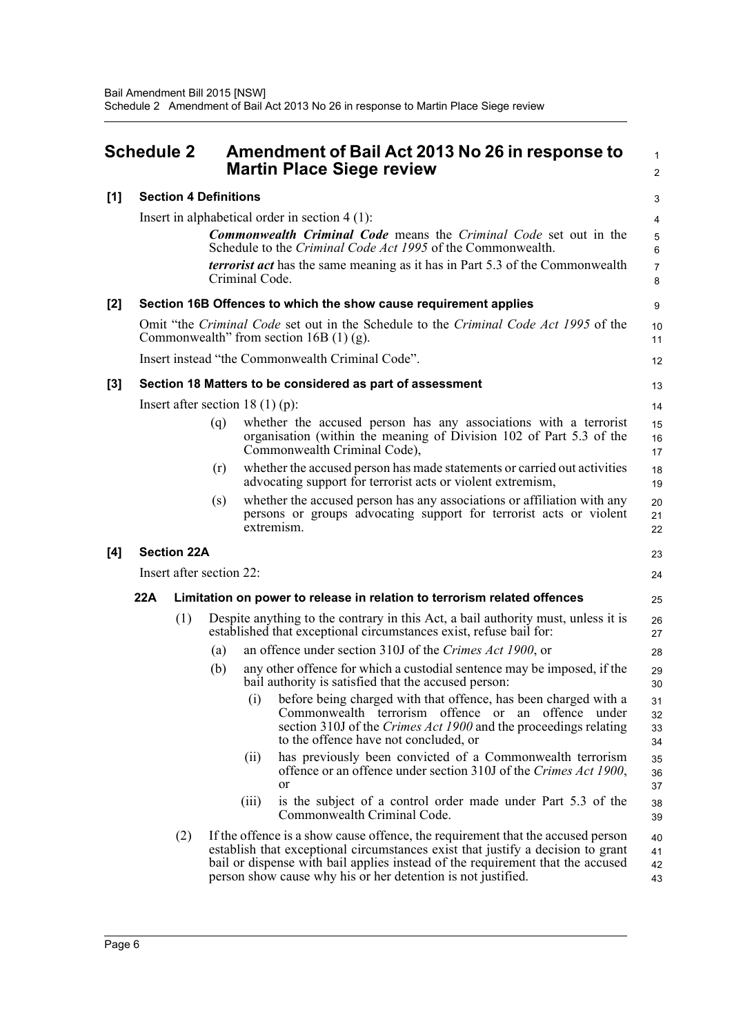## Schedule 2 Amendment of Bail Act 2013 No 26 in response to Martin Place Siege review

**[1] Section 4 Definitions**

Insert in alphabetical order in section 4 (1):

> ***Commonwealth Criminal Code*** means the *Criminal Code* set out in the Schedule to the *Criminal Code Act 1995* of the Commonwealth.
>
> ***terrorist act*** has the same meaning as it has in Part 5.3 of the Commonwealth Criminal Code.

**[2] Section 16B Offences to which the show cause requirement applies**

Omit "the *Criminal Code* set out in the Schedule to the *Criminal Code Act 1995* of the Commonwealth" from section 16B (1) (g).

Insert instead "the Commonwealth Criminal Code".

**[3] Section 18 Matters to be considered as part of assessment**

Insert after section 18 (1) (p):

> (q) whether the accused person has any associations with a terrorist organisation (within the meaning of Division 102 of Part 5.3 of the Commonwealth Criminal Code),
>
> (r) whether the accused person has made statements or carried out activities advocating support for terrorist acts or violent extremism,
>
> (s) whether the accused person has any associations or affiliation with any persons or groups advocating support for terrorist acts or violent extremism.

**[4] Section 22A**

Insert after section 22:

**22A Limitation on power to release in relation to terrorism related offences**

(1) Despite anything to the contrary in this Act, a bail authority must, unless it is established that exceptional circumstances exist, refuse bail for:

- (a) an offence under section 310J of the *Crimes Act 1900*, or
- (b) any other offence for which a custodial sentence may be imposed, if the bail authority is satisfied that the accused person:
  - (i) before being charged with that offence, has been charged with a Commonwealth terrorism offence or an offence under section 310J of the *Crimes Act 1900* and the proceedings relating to the offence have not concluded, or
  - (ii) has previously been convicted of a Commonwealth terrorism offence or an offence under section 310J of the *Crimes Act 1900*, or
  - (iii) is the subject of a control order made under Part 5.3 of the Commonwealth Criminal Code.

(2) If the offence is a show cause offence, the requirement that the accused person establish that exceptional circumstances exist that justify a decision to grant bail or dispense with bail applies instead of the requirement that the accused person show cause why his or her detention is not justified.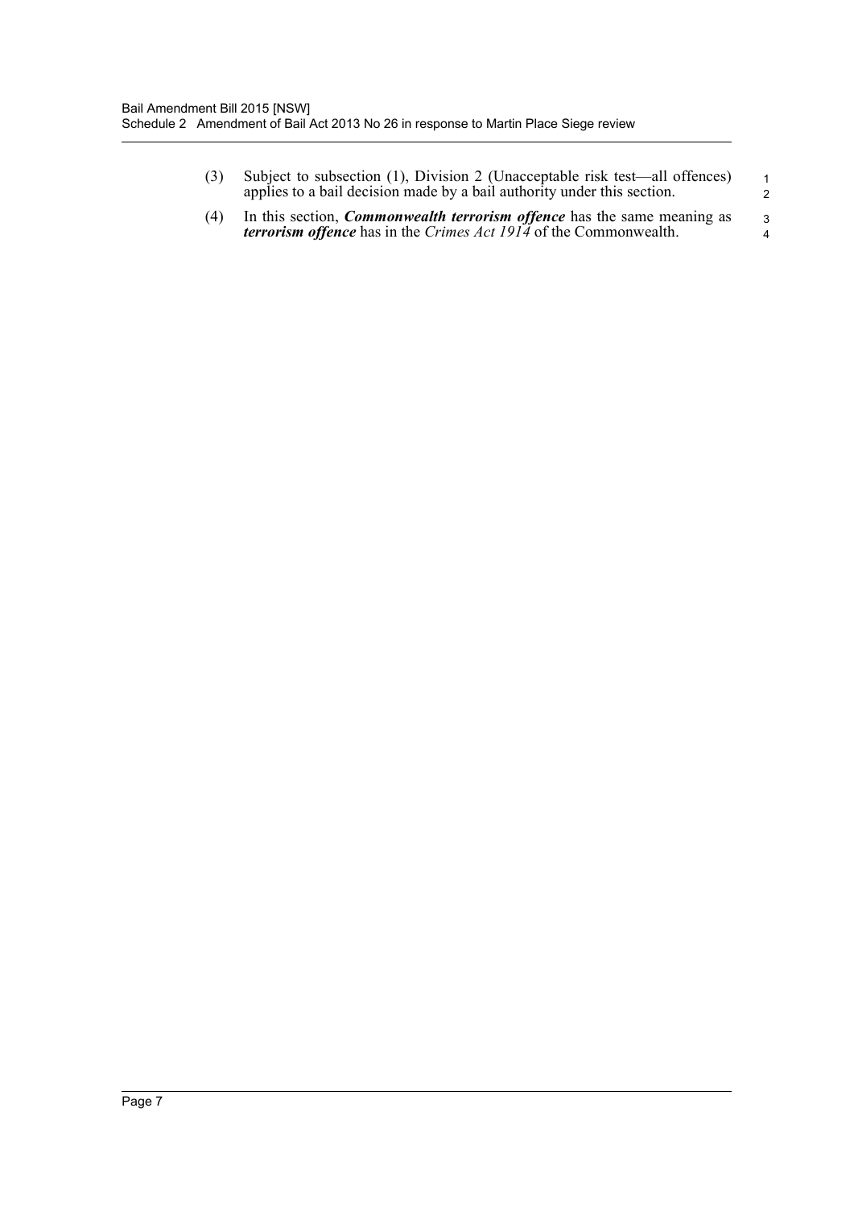(3) Subject to subsection (1), Division 2 (Unacceptable risk test—all offences) applies to a bail decision made by a bail authority under this section.

(4) In this section, ***Commonwealth terrorism offence*** has the same meaning as ***terrorism offence*** has in the *Crimes Act 1914* of the Commonwealth.